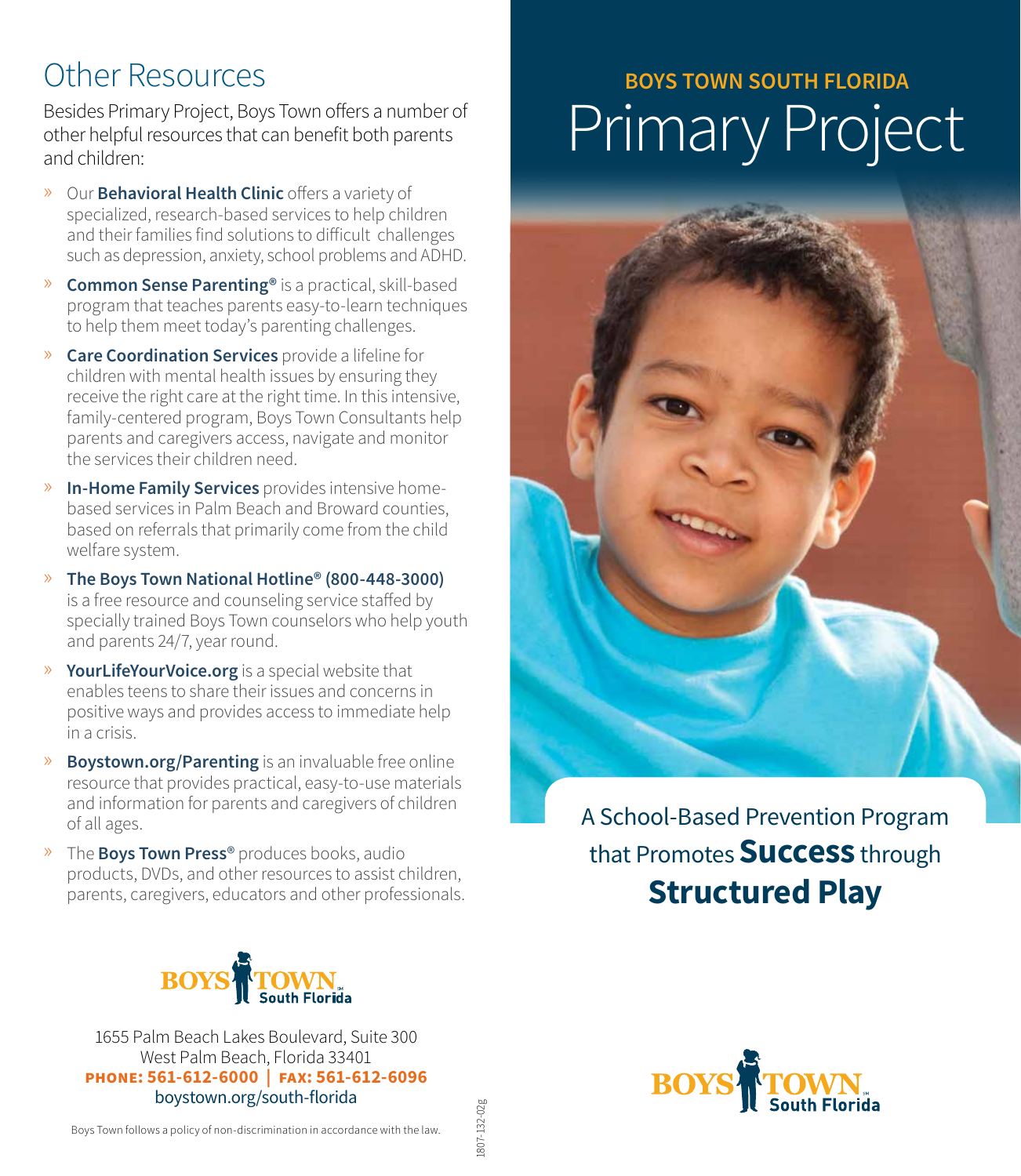## Other Resources

Besides Primary Project, Boys Town offers a number of other helpful resources that can benefit both parents and children:

- Our **Behavioral Health Clinic** offers a variety of specialized, research-based services to help children and their families find solutions to difficult challenges such as depression, anxiety, school problems and ADHD.
- **Common Sense Parenting®** is a practical, skill-based program that teaches parents easy-to-learn techniques to help them meet today's parenting challenges.
- **Care Coordination Services** provide a lifeline for children with mental health issues by ensuring they receive the right care at the right time. In this intensive, family-centered program, Boys Town Consultants help parents and caregivers access, navigate and monitor the services their children need.
- **In-Home Family Services** provides intensive home-based services in Palm Beach and Broward counties, based on referrals that primarily come from the child welfare system.
- **The Boys Town National Hotline® (800-448-3000)** is a free resource and counseling service staffed by specially trained Boys Town counselors who help youth and parents 24/7, year round.
- **YourLifeYourVoice.org** is a special website that enables teens to share their issues and concerns in positive ways and provides access to immediate help in a crisis.
- **Boystown.org/Parenting** is an invaluable free online resource that provides practical, easy-to-use materials and information for parents and caregivers of children of all ages.
- The **Boys Town Press®** produces books, audio products, DVDs, and other resources to assist children, parents, caregivers, educators and other professionals.

BOYS TOWN South Florida

1655 Palm Beach Lakes Boulevard, Suite 300
West Palm Beach, Florida 33401
**PHONE: 561-612-6000 | FAX: 561-612-6096**
boystown.org/south-florida

Boys Town follows a policy of non-discrimination in accordance with the law.

1807-132-02g

**BOYS TOWN SOUTH FLORIDA**

# Primary Project

A School-Based Prevention Program that Promotes **Success** through **Structured Play**

BOYS TOWN South Florida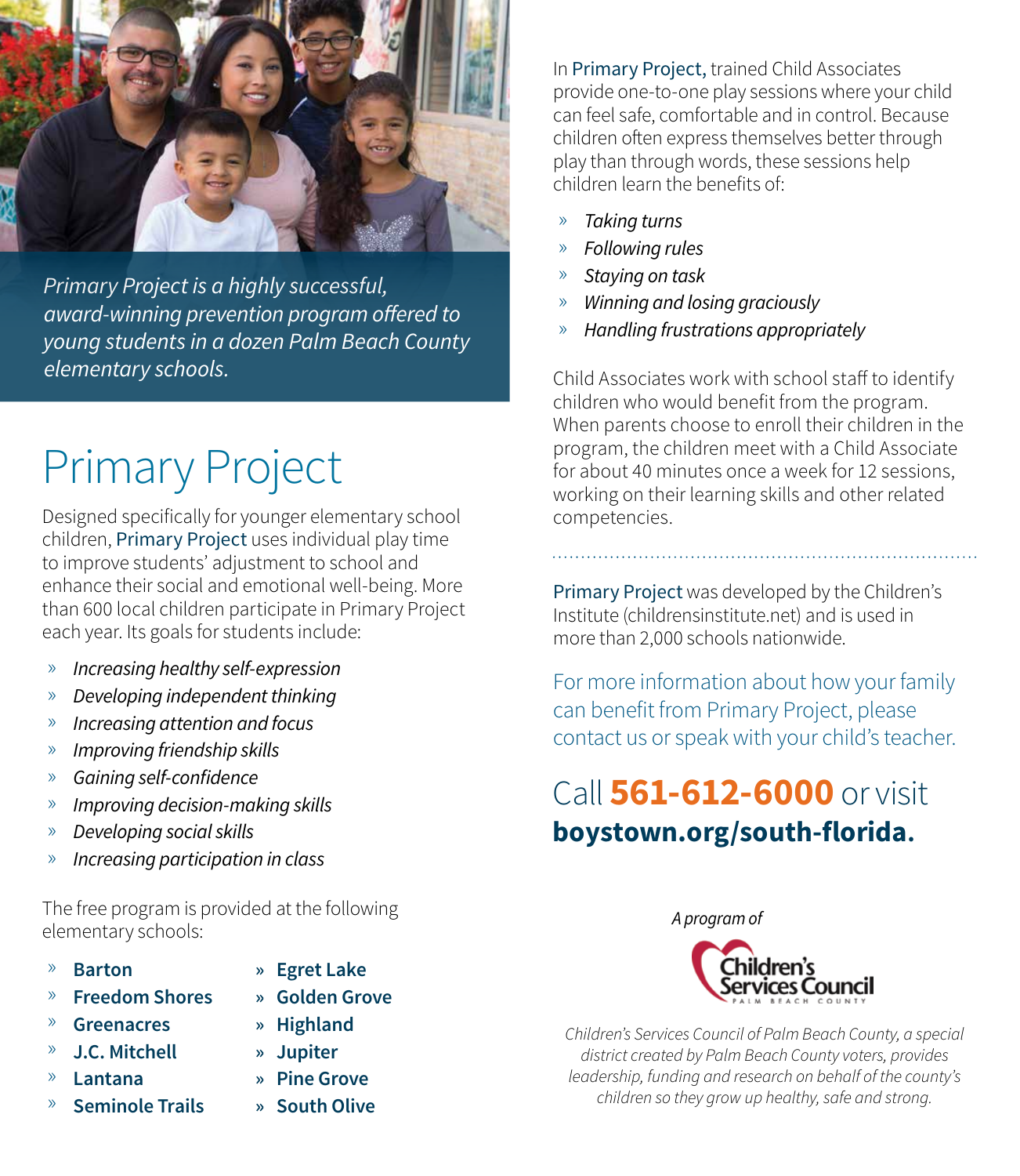*Primary Project is a highly successful, award-winning prevention program offered to young students in a dozen Palm Beach County elementary schools.*

# Primary Project

Designed specifically for younger elementary school children, Primary Project uses individual play time to improve students' adjustment to school and enhance their social and emotional well-being. More than 600 local children participate in Primary Project each year. Its goals for students include:

- *Increasing healthy self-expression*
- *Developing independent thinking*
- *Increasing attention and focus*
- *Improving friendship skills*
- *Gaining self-confidence*
- *Improving decision-making skills*
- *Developing social skills*
- *Increasing participation in class*

The free program is provided at the following elementary schools:

- **Barton**
- **Freedom Shores**
- **Greenacres**
- **J.C. Mitchell**
- **Lantana**
- **Seminole Trails**
- **Egret Lake**
- **Golden Grove**
- **Highland**
- **Jupiter**
- **Pine Grove**
- **South Olive**

In Primary Project, trained Child Associates provide one-to-one play sessions where your child can feel safe, comfortable and in control. Because children often express themselves better through play than through words, these sessions help children learn the benefits of:

- *Taking turns*
- *Following rules*
- *Staying on task*
- *Winning and losing graciously*
- *Handling frustrations appropriately*

Child Associates work with school staff to identify children who would benefit from the program. When parents choose to enroll their children in the program, the children meet with a Child Associate for about 40 minutes once a week for 12 sessions, working on their learning skills and other related competencies.

---

Primary Project was developed by the Children's Institute (childrensinstitute.net) and is used in more than 2,000 schools nationwide.

For more information about how your family can benefit from Primary Project, please contact us or speak with your child's teacher.

## Call **561-612-6000** or visit **boystown.org/south-florida.**

*A program of*

Children's Services Council PALM BEACH COUNTY

*Children's Services Council of Palm Beach County, a special district created by Palm Beach County voters, provides leadership, funding and research on behalf of the county's children so they grow up healthy, safe and strong.*